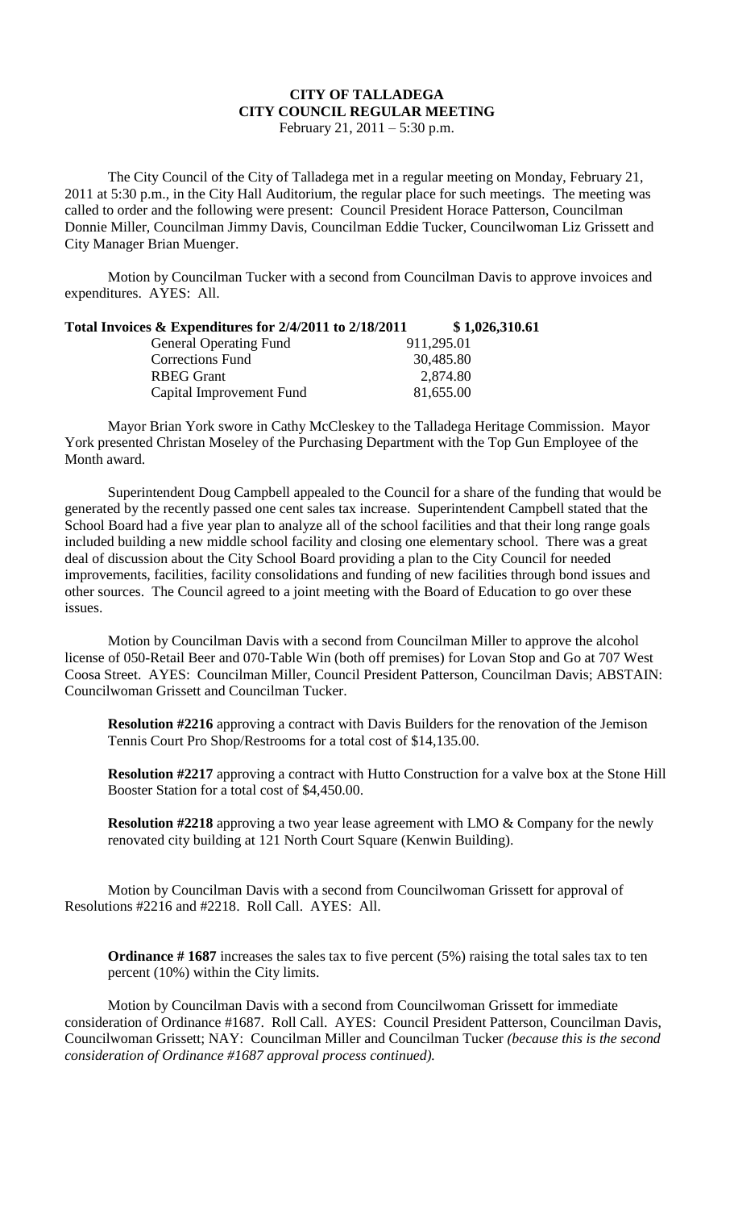# CITY OF TALLADEGA
## CITY COUNCIL REGULAR MEETING
February 21, 2011 – 5:30 p.m.

The City Council of the City of Talladega met in a regular meeting on Monday, February 21, 2011 at 5:30 p.m., in the City Hall Auditorium, the regular place for such meetings. The meeting was called to order and the following were present: Council President Horace Patterson, Councilman Donnie Miller, Councilman Jimmy Davis, Councilman Eddie Tucker, Councilwoman Liz Grissett and City Manager Brian Muenger.

Motion by Councilman Tucker with a second from Councilman Davis to approve invoices and expenditures. AYES: All.

| **Total Invoices & Expenditures for 2/4/2011 to 2/18/2011** | **$ 1,026,310.61** |
|---|---|
| General Operating Fund | 911,295.01 |
| Corrections Fund | 30,485.80 |
| RBEG Grant | 2,874.80 |
| Capital Improvement Fund | 81,655.00 |

Mayor Brian York swore in Cathy McCleskey to the Talladega Heritage Commission. Mayor York presented Christan Moseley of the Purchasing Department with the Top Gun Employee of the Month award.

Superintendent Doug Campbell appealed to the Council for a share of the funding that would be generated by the recently passed one cent sales tax increase. Superintendent Campbell stated that the School Board had a five year plan to analyze all of the school facilities and that their long range goals included building a new middle school facility and closing one elementary school. There was a great deal of discussion about the City School Board providing a plan to the City Council for needed improvements, facilities, facility consolidations and funding of new facilities through bond issues and other sources. The Council agreed to a joint meeting with the Board of Education to go over these issues.

Motion by Councilman Davis with a second from Councilman Miller to approve the alcohol license of 050-Retail Beer and 070-Table Win (both off premises) for Lovan Stop and Go at 707 West Coosa Street. AYES: Councilman Miller, Council President Patterson, Councilman Davis; ABSTAIN: Councilwoman Grissett and Councilman Tucker.

**Resolution #2216** approving a contract with Davis Builders for the renovation of the Jemison Tennis Court Pro Shop/Restrooms for a total cost of $14,135.00.

**Resolution #2217** approving a contract with Hutto Construction for a valve box at the Stone Hill Booster Station for a total cost of $4,450.00.

**Resolution #2218** approving a two year lease agreement with LMO & Company for the newly renovated city building at 121 North Court Square (Kenwin Building).

Motion by Councilman Davis with a second from Councilwoman Grissett for approval of Resolutions #2216 and #2218. Roll Call. AYES: All.

**Ordinance # 1687** increases the sales tax to five percent (5%) raising the total sales tax to ten percent (10%) within the City limits.

Motion by Councilman Davis with a second from Councilwoman Grissett for immediate consideration of Ordinance #1687. Roll Call. AYES: Council President Patterson, Councilman Davis, Councilwoman Grissett; NAY: Councilman Miller and Councilman Tucker *(because this is the second consideration of Ordinance #1687 approval process continued).*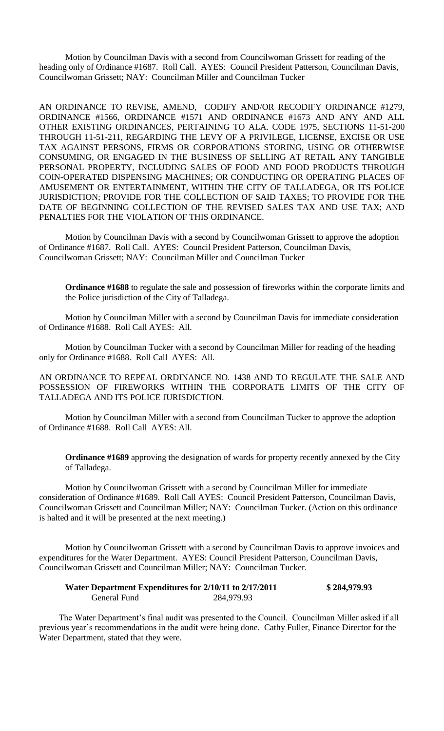Motion by Councilman Davis with a second from Councilwoman Grissett for reading of the heading only of Ordinance #1687. Roll Call. AYES: Council President Patterson, Councilman Davis, Councilwoman Grissett; NAY: Councilman Miller and Councilman Tucker

AN ORDINANCE TO REVISE, AMEND, CODIFY AND/OR RECODIFY ORDINANCE #1279, ORDINANCE #1566, ORDINANCE #1571 AND ORDINANCE #1673 AND ANY AND ALL OTHER EXISTING ORDINANCES, PERTAINING TO ALA. CODE 1975, SECTIONS 11-51-200 THROUGH 11-51-211, REGARDING THE LEVY OF A PRIVILEGE, LICENSE, EXCISE OR USE TAX AGAINST PERSONS, FIRMS OR CORPORATIONS STORING, USING OR OTHERWISE CONSUMING, OR ENGAGED IN THE BUSINESS OF SELLING AT RETAIL ANY TANGIBLE PERSONAL PROPERTY, INCLUDING SALES OF FOOD AND FOOD PRODUCTS THROUGH COIN-OPERATED DISPENSING MACHINES; OR CONDUCTING OR OPERATING PLACES OF AMUSEMENT OR ENTERTAINMENT, WITHIN THE CITY OF TALLADEGA, OR ITS POLICE JURISDICTION; PROVIDE FOR THE COLLECTION OF SAID TAXES; TO PROVIDE FOR THE DATE OF BEGINNING COLLECTION OF THE REVISED SALES TAX AND USE TAX; AND PENALTIES FOR THE VIOLATION OF THIS ORDINANCE.

Motion by Councilman Davis with a second by Councilwoman Grissett to approve the adoption of Ordinance #1687. Roll Call. AYES: Council President Patterson, Councilman Davis, Councilwoman Grissett; NAY: Councilman Miller and Councilman Tucker

**Ordinance #1688** to regulate the sale and possession of fireworks within the corporate limits and the Police jurisdiction of the City of Talladega.

Motion by Councilman Miller with a second by Councilman Davis for immediate consideration of Ordinance #1688. Roll Call AYES: All.

Motion by Councilman Tucker with a second by Councilman Miller for reading of the heading only for Ordinance #1688. Roll Call AYES: All.

AN ORDINANCE TO REPEAL ORDINANCE NO. 1438 AND TO REGULATE THE SALE AND POSSESSION OF FIREWORKS WITHIN THE CORPORATE LIMITS OF THE CITY OF TALLADEGA AND ITS POLICE JURISDICTION.

Motion by Councilman Miller with a second from Councilman Tucker to approve the adoption of Ordinance #1688. Roll Call AYES: All.

**Ordinance #1689** approving the designation of wards for property recently annexed by the City of Talladega.

Motion by Councilwoman Grissett with a second by Councilman Miller for immediate consideration of Ordinance #1689. Roll Call AYES: Council President Patterson, Councilman Davis, Councilwoman Grissett and Councilman Miller; NAY: Councilman Tucker. (Action on this ordinance is halted and it will be presented at the next meeting.)

Motion by Councilwoman Grissett with a second by Councilman Davis to approve invoices and expenditures for the Water Department. AYES: Council President Patterson, Councilman Davis, Councilwoman Grissett and Councilman Miller; NAY: Councilman Tucker.

| **Water Department Expenditures for 2/10/11 to 2/17/2011** | | **$ 284,979.93** |
|---|---|---|
| General Fund | 284,979.93 | |

The Water Department's final audit was presented to the Council. Councilman Miller asked if all previous year's recommendations in the audit were being done. Cathy Fuller, Finance Director for the Water Department, stated that they were.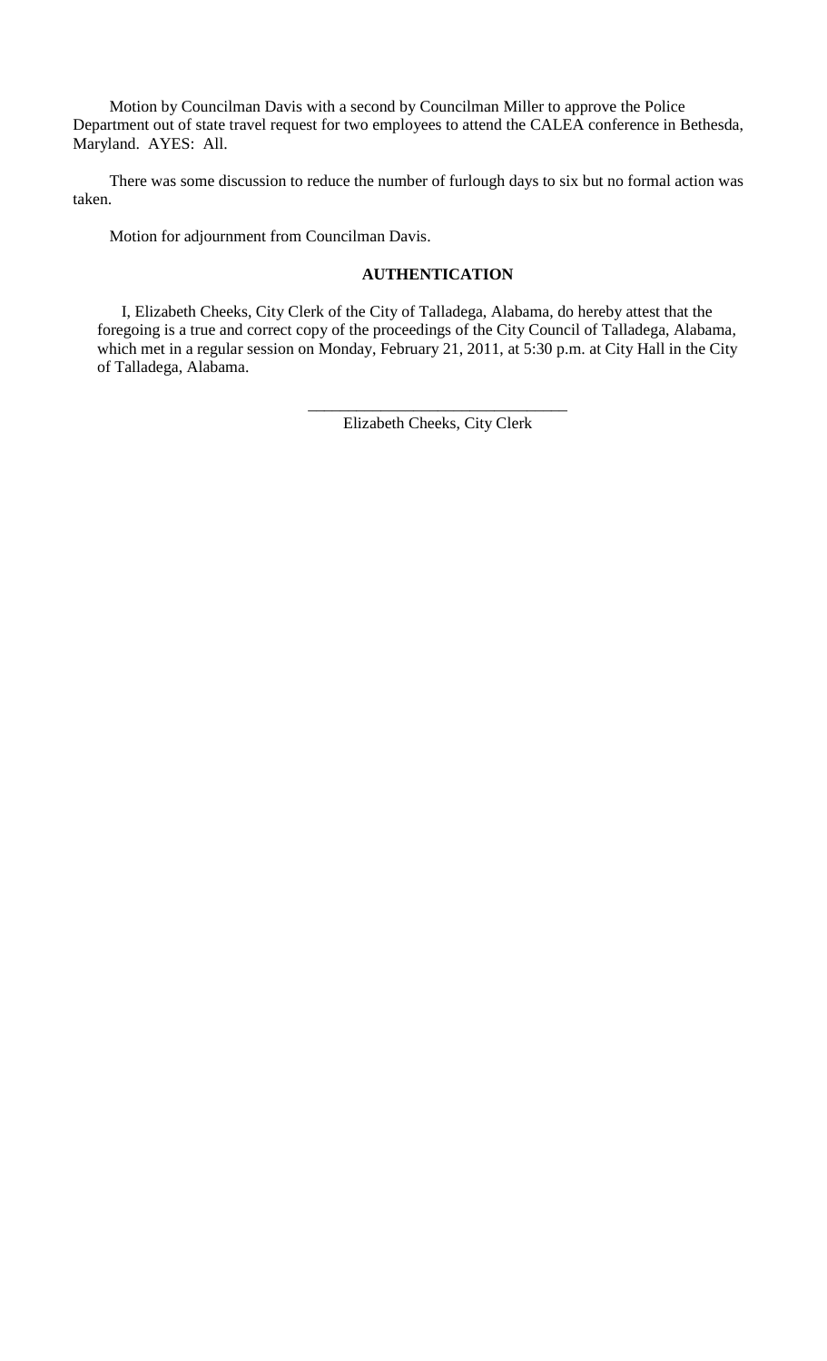Motion by Councilman Davis with a second by Councilman Miller to approve the Police Department out of state travel request for two employees to attend the CALEA conference in Bethesda, Maryland. AYES: All.

There was some discussion to reduce the number of furlough days to six but no formal action was taken.

Motion for adjournment from Councilman Davis.

**AUTHENTICATION**

I, Elizabeth Cheeks, City Clerk of the City of Talladega, Alabama, do hereby attest that the foregoing is a true and correct copy of the proceedings of the City Council of Talladega, Alabama, which met in a regular session on Monday, February 21, 2011, at 5:30 p.m. at City Hall in the City of Talladega, Alabama.

\_\_\_\_\_\_\_\_\_\_\_\_\_\_\_\_\_\_\_\_\_\_\_\_\_\_\_\_\_\_\_\_

Elizabeth Cheeks, City Clerk